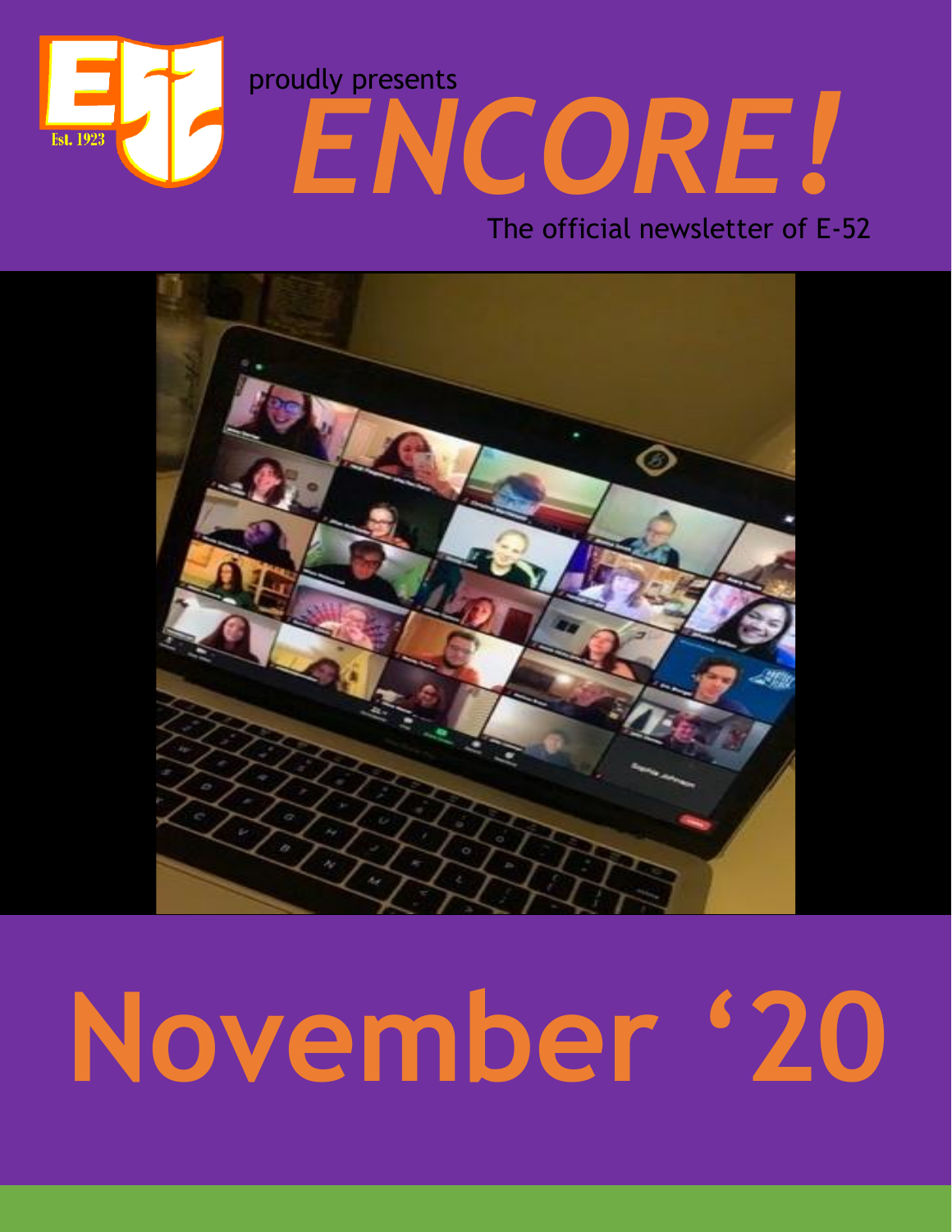E52 Est. 1923

proudly presents

# ENCORE!

The official newsletter of E-52

# November '20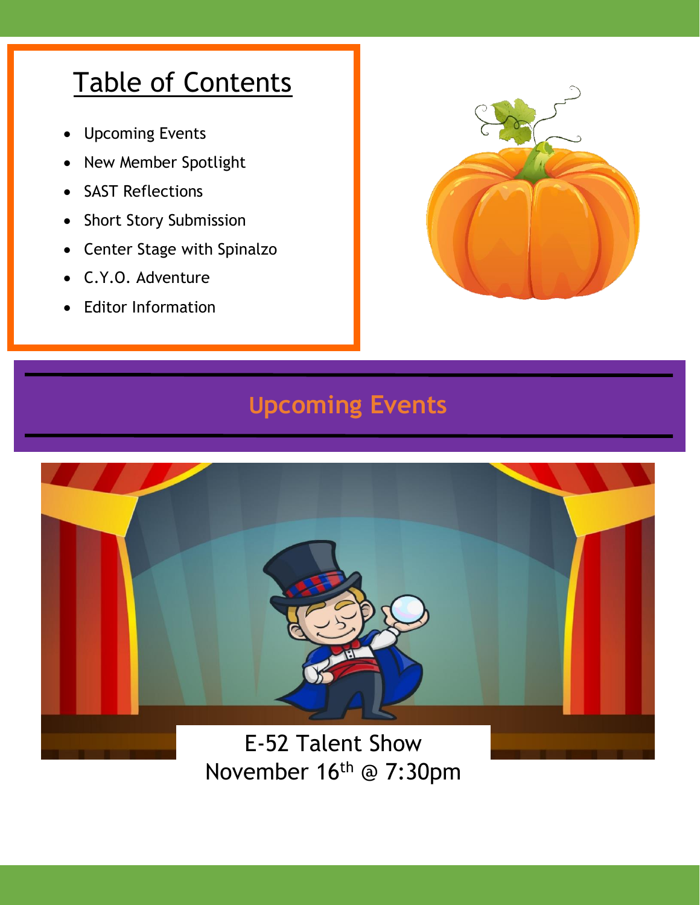## Table of Contents

- Upcoming Events
- New Member Spotlight
- SAST Reflections
- Short Story Submission
- Center Stage with Spinalzo
- C.Y.O. Adventure
- Editor Information

## Upcoming Events

E-52 Talent Show
November 16th @ 7:30pm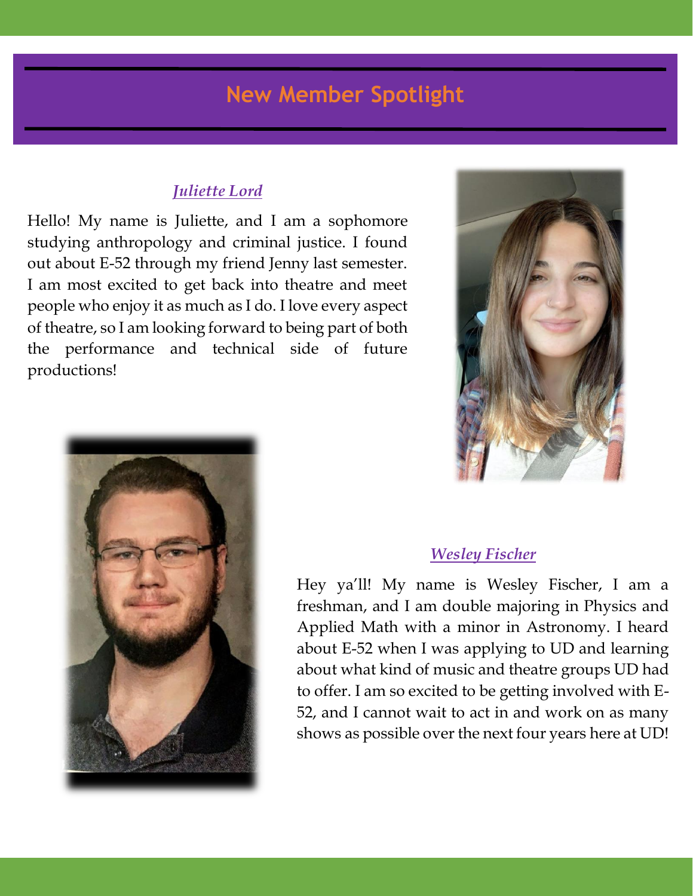# New Member Spotlight

### *Juliette Lord*

Hello! My name is Juliette, and I am a sophomore studying anthropology and criminal justice. I found out about E-52 through my friend Jenny last semester. I am most excited to get back into theatre and meet people who enjoy it as much as I do. I love every aspect of theatre, so I am looking forward to being part of both the performance and technical side of future productions!

### *Wesley Fischer*

Hey ya'll! My name is Wesley Fischer, I am a freshman, and I am double majoring in Physics and Applied Math with a minor in Astronomy. I heard about E-52 when I was applying to UD and learning about what kind of music and theatre groups UD had to offer. I am so excited to be getting involved with E-52, and I cannot wait to act in and work on as many shows as possible over the next four years here at UD!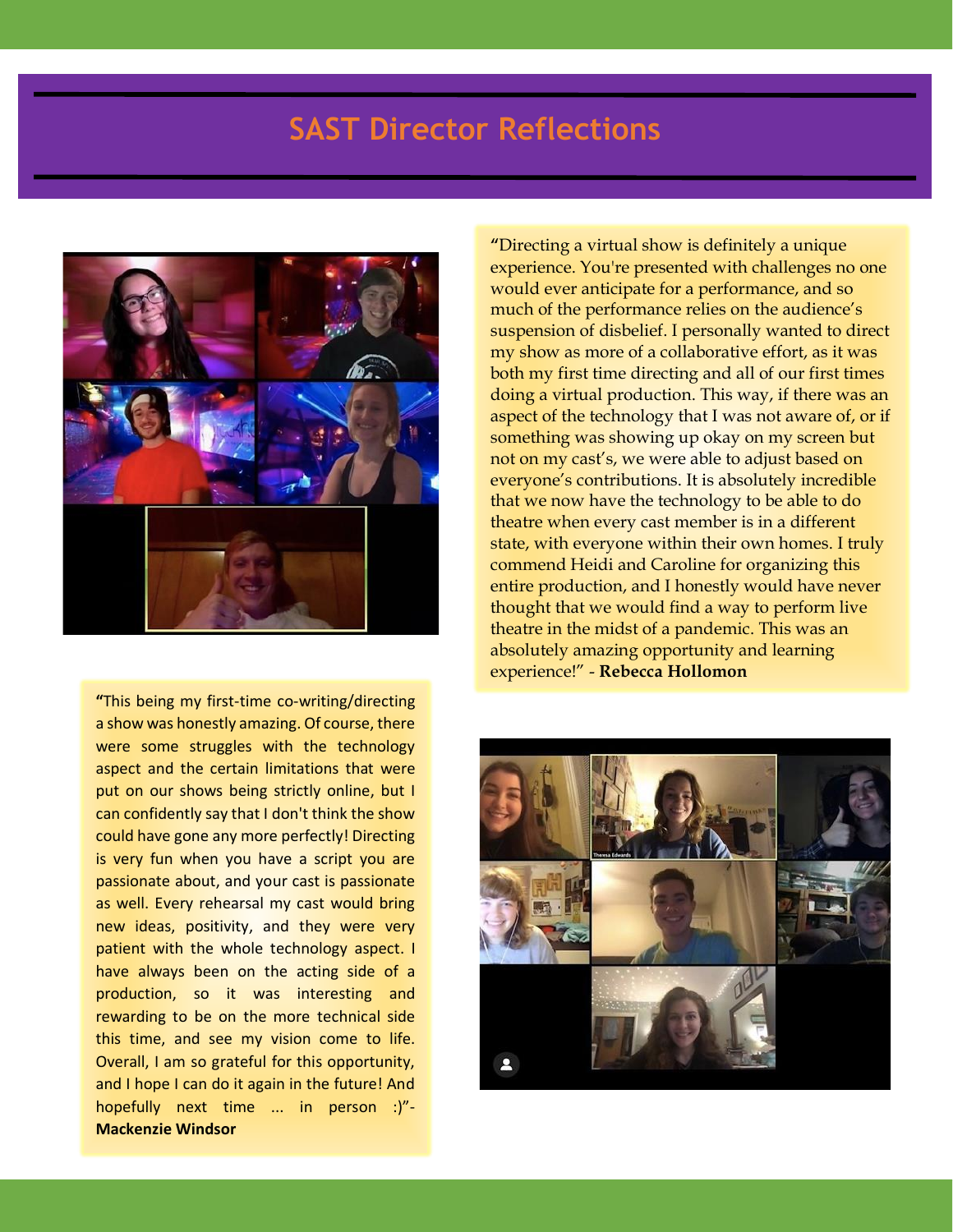# SAST Director Reflections

"Directing a virtual show is definitely a unique experience. You're presented with challenges no one would ever anticipate for a performance, and so much of the performance relies on the audience's suspension of disbelief. I personally wanted to direct my show as more of a collaborative effort, as it was both my first time directing and all of our first times doing a virtual production. This way, if there was an aspect of the technology that I was not aware of, or if something was showing up okay on my screen but not on my cast's, we were able to adjust based on everyone's contributions. It is absolutely incredible that we now have the technology to be able to do theatre when every cast member is in a different state, with everyone within their own homes. I truly commend Heidi and Caroline for organizing this entire production, and I honestly would have never thought that we would find a way to perform live theatre in the midst of a pandemic. This was an absolutely amazing opportunity and learning experience!" - **Rebecca Hollomon**

"This being my first-time co-writing/directing a show was honestly amazing. Of course, there were some struggles with the technology aspect and the certain limitations that were put on our shows being strictly online, but I can confidently say that I don't think the show could have gone any more perfectly! Directing is very fun when you have a script you are passionate about, and your cast is passionate as well. Every rehearsal my cast would bring new ideas, positivity, and they were very patient with the whole technology aspect. I have always been on the acting side of a production, so it was interesting and rewarding to be on the more technical side this time, and see my vision come to life. Overall, I am so grateful for this opportunity, and I hope I can do it again in the future! And hopefully next time ... in person :)"- **Mackenzie Windsor**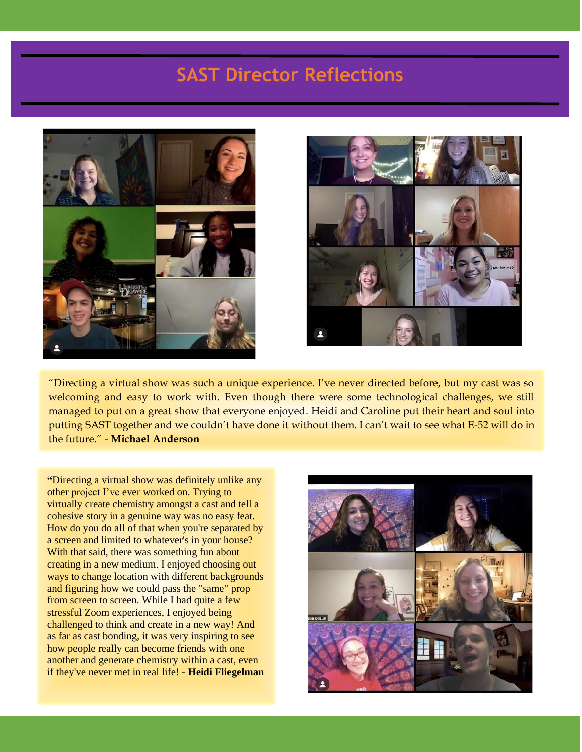# SAST Director Reflections

"Directing a virtual show was such a unique experience. I've never directed before, but my cast was so welcoming and easy to work with. Even though there were some technological challenges, we still managed to put on a great show that everyone enjoyed. Heidi and Caroline put their heart and soul into putting SAST together and we couldn't have done it without them. I can't wait to see what E-52 will do in the future." - **Michael Anderson**

**"**Directing a virtual show was definitely unlike any other project I've ever worked on. Trying to virtually create chemistry amongst a cast and tell a cohesive story in a genuine way was no easy feat. How do you do all of that when you're separated by a screen and limited to whatever's in your house? With that said, there was something fun about creating in a new medium. I enjoyed choosing out ways to change location with different backgrounds and figuring how we could pass the "same" prop from screen to screen. While I had quite a few stressful Zoom experiences, I enjoyed being challenged to think and create in a new way! And as far as cast bonding, it was very inspiring to see how people really can become friends with one another and generate chemistry within a cast, even if they've never met in real life! - **Heidi Fliegelman**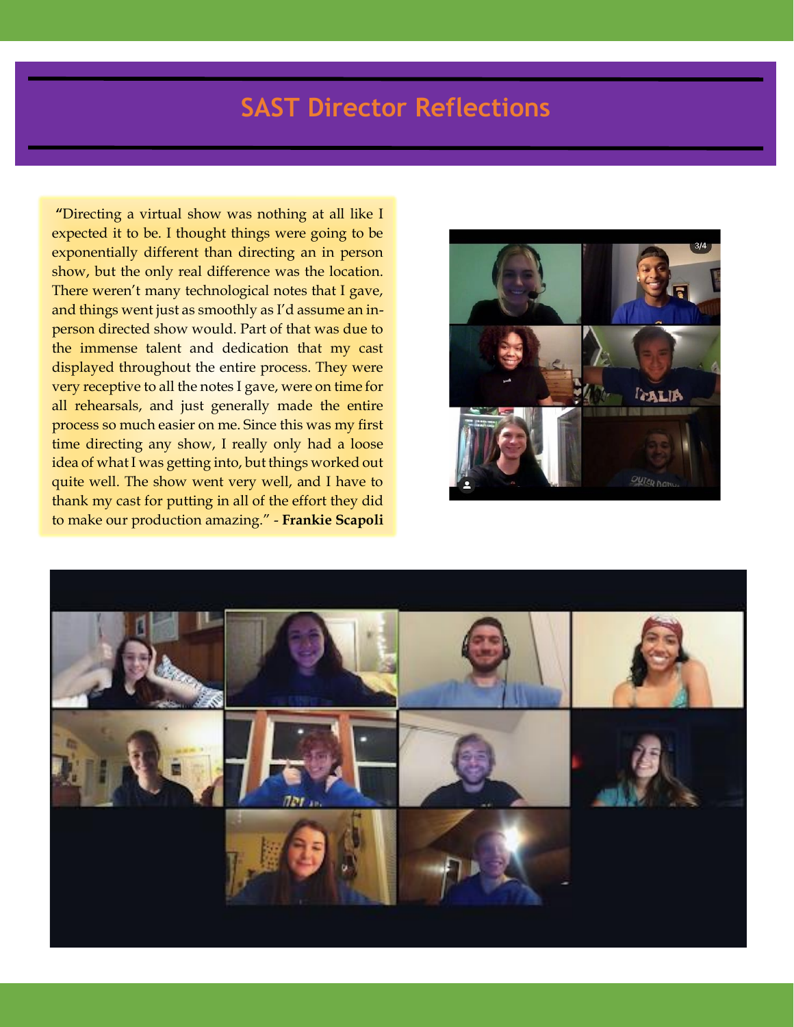# SAST Director Reflections

"Directing a virtual show was nothing at all like I expected it to be. I thought things were going to be exponentially different than directing an in person show, but the only real difference was the location. There weren't many technological notes that I gave, and things went just as smoothly as I'd assume an in-person directed show would. Part of that was due to the immense talent and dedication that my cast displayed throughout the entire process. They were very receptive to all the notes I gave, were on time for all rehearsals, and just generally made the entire process so much easier on me. Since this was my first time directing any show, I really only had a loose idea of what I was getting into, but things worked out quite well. The show went very well, and I have to thank my cast for putting in all of the effort they did to make our production amazing." - **Frankie Scapoli**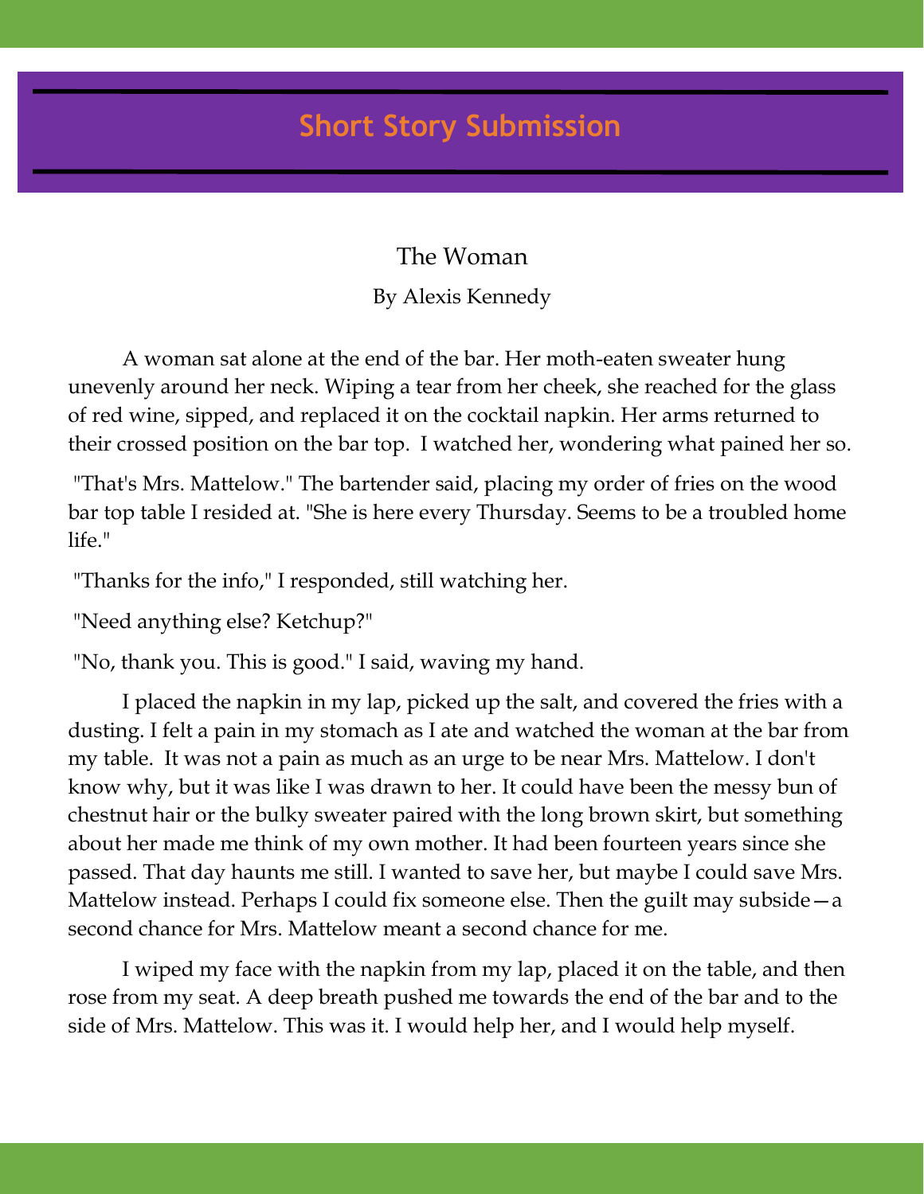# Short Story Submission

## The Woman

By Alexis Kennedy

A woman sat alone at the end of the bar. Her moth-eaten sweater hung unevenly around her neck. Wiping a tear from her cheek, she reached for the glass of red wine, sipped, and replaced it on the cocktail napkin. Her arms returned to their crossed position on the bar top. I watched her, wondering what pained her so.

"That's Mrs. Mattelow." The bartender said, placing my order of fries on the wood bar top table I resided at. "She is here every Thursday. Seems to be a troubled home life."

"Thanks for the info," I responded, still watching her.

"Need anything else? Ketchup?"

"No, thank you. This is good." I said, waving my hand.

I placed the napkin in my lap, picked up the salt, and covered the fries with a dusting. I felt a pain in my stomach as I ate and watched the woman at the bar from my table. It was not a pain as much as an urge to be near Mrs. Mattelow. I don't know why, but it was like I was drawn to her. It could have been the messy bun of chestnut hair or the bulky sweater paired with the long brown skirt, but something about her made me think of my own mother. It had been fourteen years since she passed. That day haunts me still. I wanted to save her, but maybe I could save Mrs. Mattelow instead. Perhaps I could fix someone else. Then the guilt may subside—a second chance for Mrs. Mattelow meant a second chance for me.

I wiped my face with the napkin from my lap, placed it on the table, and then rose from my seat. A deep breath pushed me towards the end of the bar and to the side of Mrs. Mattelow. This was it. I would help her, and I would help myself.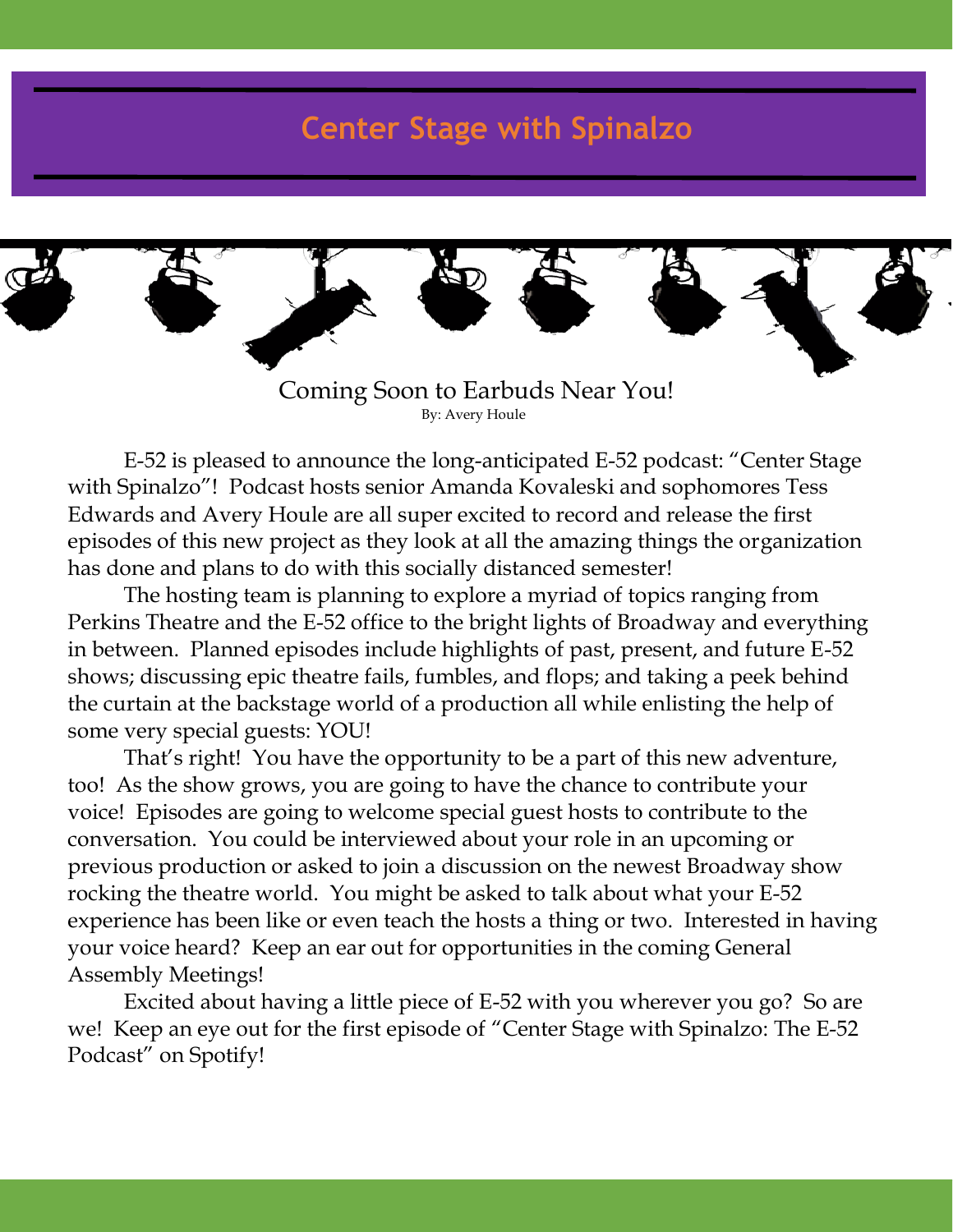# Center Stage with Spinalzo

## Coming Soon to Earbuds Near You!

By: Avery Houle

E-52 is pleased to announce the long-anticipated E-52 podcast: "Center Stage with Spinalzo"! Podcast hosts senior Amanda Kovaleski and sophomores Tess Edwards and Avery Houle are all super excited to record and release the first episodes of this new project as they look at all the amazing things the organization has done and plans to do with this socially distanced semester!

The hosting team is planning to explore a myriad of topics ranging from Perkins Theatre and the E-52 office to the bright lights of Broadway and everything in between. Planned episodes include highlights of past, present, and future E-52 shows; discussing epic theatre fails, fumbles, and flops; and taking a peek behind the curtain at the backstage world of a production all while enlisting the help of some very special guests: YOU!

That's right! You have the opportunity to be a part of this new adventure, too! As the show grows, you are going to have the chance to contribute your voice! Episodes are going to welcome special guest hosts to contribute to the conversation. You could be interviewed about your role in an upcoming or previous production or asked to join a discussion on the newest Broadway show rocking the theatre world. You might be asked to talk about what your E-52 experience has been like or even teach the hosts a thing or two. Interested in having your voice heard? Keep an ear out for opportunities in the coming General Assembly Meetings!

Excited about having a little piece of E-52 with you wherever you go? So are we! Keep an eye out for the first episode of "Center Stage with Spinalzo: The E-52 Podcast" on Spotify!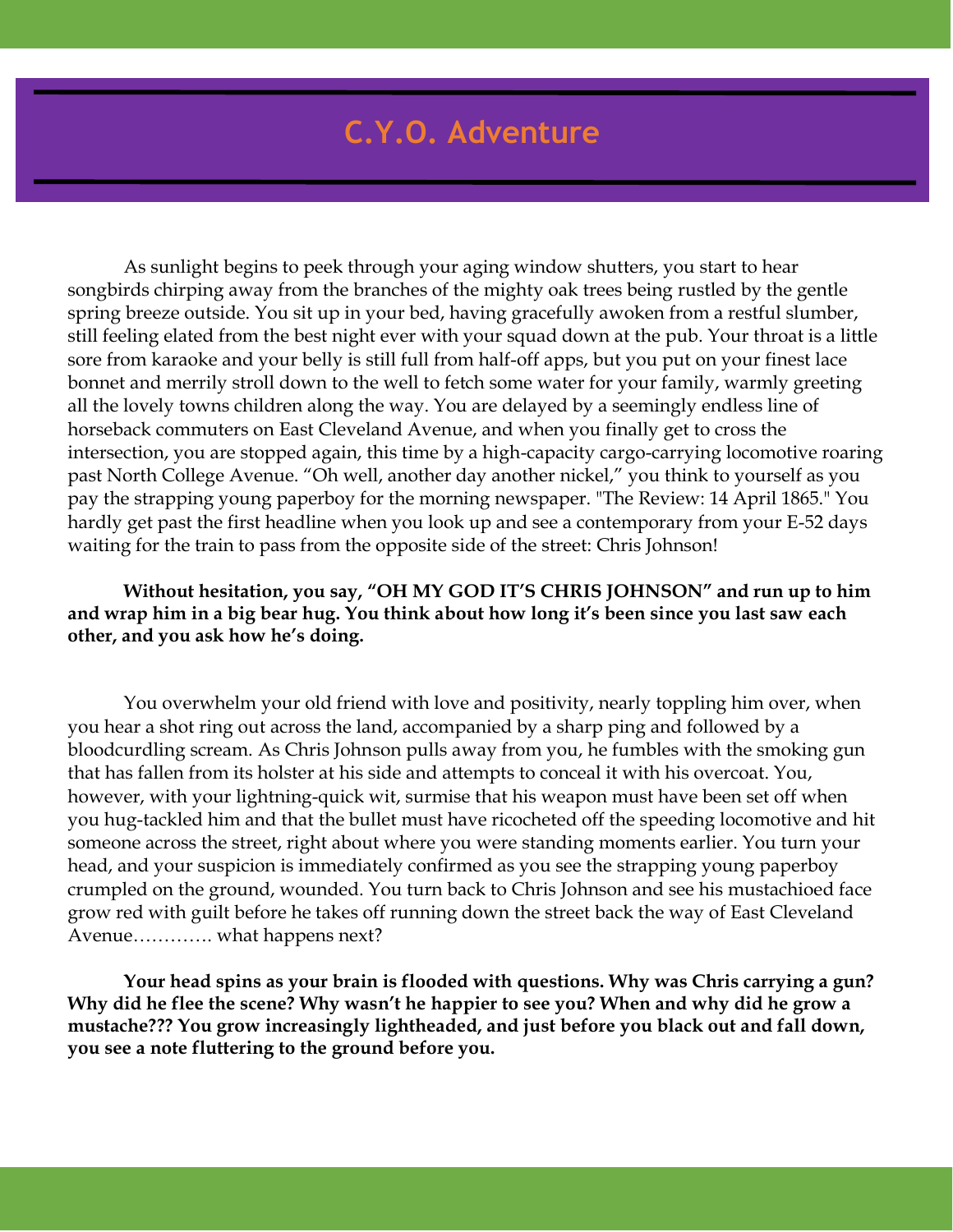# C.Y.O. Adventure

As sunlight begins to peek through your aging window shutters, you start to hear songbirds chirping away from the branches of the mighty oak trees being rustled by the gentle spring breeze outside. You sit up in your bed, having gracefully awoken from a restful slumber, still feeling elated from the best night ever with your squad down at the pub. Your throat is a little sore from karaoke and your belly is still full from half-off apps, but you put on your finest lace bonnet and merrily stroll down to the well to fetch some water for your family, warmly greeting all the lovely towns children along the way. You are delayed by a seemingly endless line of horseback commuters on East Cleveland Avenue, and when you finally get to cross the intersection, you are stopped again, this time by a high-capacity cargo-carrying locomotive roaring past North College Avenue. "Oh well, another day another nickel," you think to yourself as you pay the strapping young paperboy for the morning newspaper. "The Review: 14 April 1865." You hardly get past the first headline when you look up and see a contemporary from your E-52 days waiting for the train to pass from the opposite side of the street: Chris Johnson!

**Without hesitation, you say, "OH MY GOD IT'S CHRIS JOHNSON" and run up to him and wrap him in a big bear hug. You think about how long it's been since you last saw each other, and you ask how he's doing.**

You overwhelm your old friend with love and positivity, nearly toppling him over, when you hear a shot ring out across the land, accompanied by a sharp ping and followed by a bloodcurdling scream. As Chris Johnson pulls away from you, he fumbles with the smoking gun that has fallen from its holster at his side and attempts to conceal it with his overcoat. You, however, with your lightning-quick wit, surmise that his weapon must have been set off when you hug-tackled him and that the bullet must have ricocheted off the speeding locomotive and hit someone across the street, right about where you were standing moments earlier. You turn your head, and your suspicion is immediately confirmed as you see the strapping young paperboy crumpled on the ground, wounded. You turn back to Chris Johnson and see his mustachioed face grow red with guilt before he takes off running down the street back the way of East Cleveland Avenue…………. what happens next?

**Your head spins as your brain is flooded with questions. Why was Chris carrying a gun? Why did he flee the scene? Why wasn't he happier to see you? When and why did he grow a mustache??? You grow increasingly lightheaded, and just before you black out and fall down, you see a note fluttering to the ground before you.**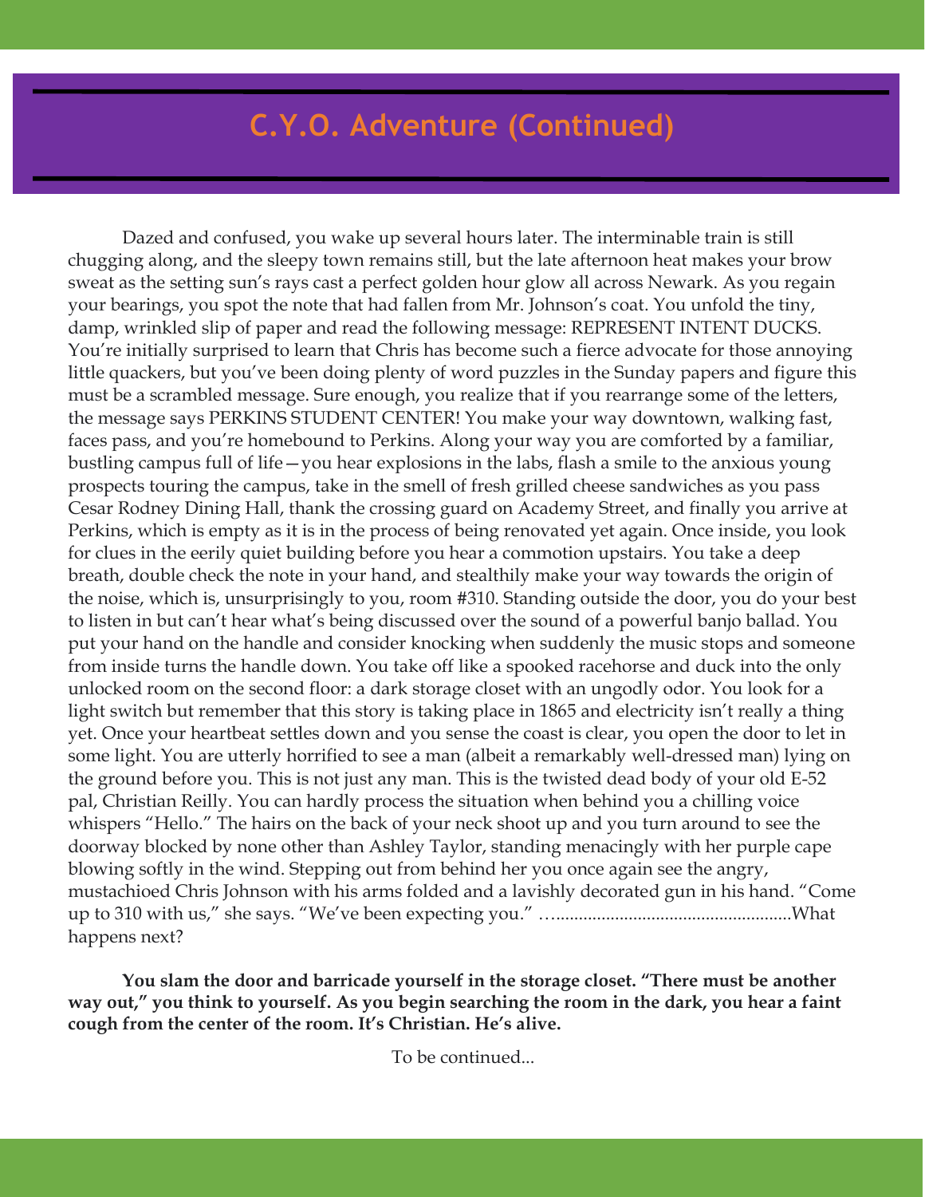# C.Y.O. Adventure (Continued)

Dazed and confused, you wake up several hours later. The interminable train is still chugging along, and the sleepy town remains still, but the late afternoon heat makes your brow sweat as the setting sun's rays cast a perfect golden hour glow all across Newark. As you regain your bearings, you spot the note that had fallen from Mr. Johnson's coat. You unfold the tiny, damp, wrinkled slip of paper and read the following message: REPRESENT INTENT DUCKS. You're initially surprised to learn that Chris has become such a fierce advocate for those annoying little quackers, but you've been doing plenty of word puzzles in the Sunday papers and figure this must be a scrambled message. Sure enough, you realize that if you rearrange some of the letters, the message says PERKINS STUDENT CENTER! You make your way downtown, walking fast, faces pass, and you're homebound to Perkins. Along your way you are comforted by a familiar, bustling campus full of life—you hear explosions in the labs, flash a smile to the anxious young prospects touring the campus, take in the smell of fresh grilled cheese sandwiches as you pass Cesar Rodney Dining Hall, thank the crossing guard on Academy Street, and finally you arrive at Perkins, which is empty as it is in the process of being renovated yet again. Once inside, you look for clues in the eerily quiet building before you hear a commotion upstairs. You take a deep breath, double check the note in your hand, and stealthily make your way towards the origin of the noise, which is, unsurprisingly to you, room #310. Standing outside the door, you do your best to listen in but can't hear what's being discussed over the sound of a powerful banjo ballad. You put your hand on the handle and consider knocking when suddenly the music stops and someone from inside turns the handle down. You take off like a spooked racehorse and duck into the only unlocked room on the second floor: a dark storage closet with an ungodly odor. You look for a light switch but remember that this story is taking place in 1865 and electricity isn't really a thing yet. Once your heartbeat settles down and you sense the coast is clear, you open the door to let in some light. You are utterly horrified to see a man (albeit a remarkably well-dressed man) lying on the ground before you. This is not just any man. This is the twisted dead body of your old E-52 pal, Christian Reilly. You can hardly process the situation when behind you a chilling voice whispers "Hello." The hairs on the back of your neck shoot up and you turn around to see the doorway blocked by none other than Ashley Taylor, standing menacingly with her purple cape blowing softly in the wind. Stepping out from behind her you once again see the angry, mustachioed Chris Johnson with his arms folded and a lavishly decorated gun in his hand. "Come up to 310 with us," she says. "We've been expecting you." …....................................................What happens next?

**You slam the door and barricade yourself in the storage closet. "There must be another way out," you think to yourself. As you begin searching the room in the dark, you hear a faint cough from the center of the room. It's Christian. He's alive.**

To be continued...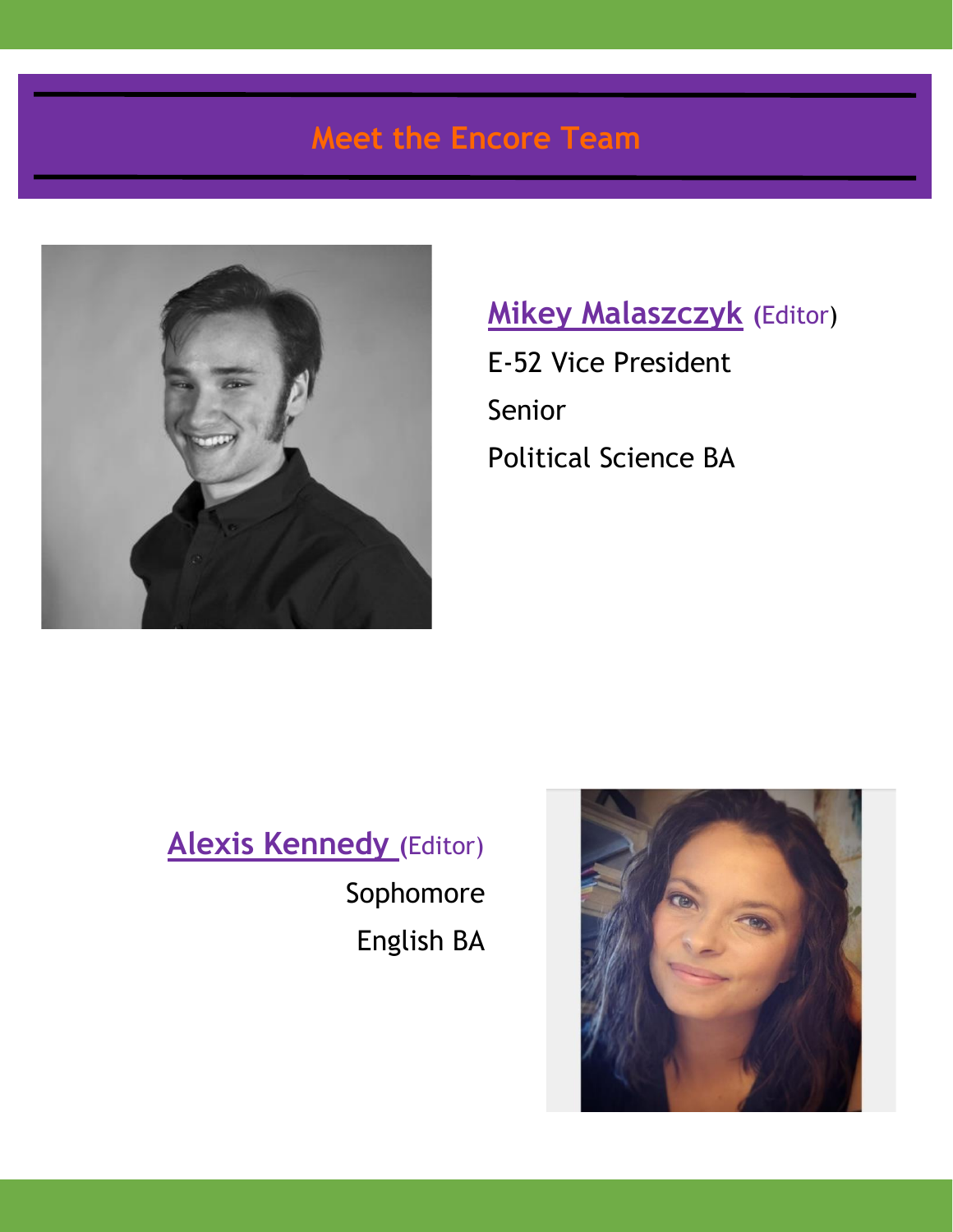# Meet the Encore Team

**Mikey Malaszczyk** (Editor)

E-52 Vice President

Senior

Political Science BA

**Alexis Kennedy** (Editor)

Sophomore

English BA